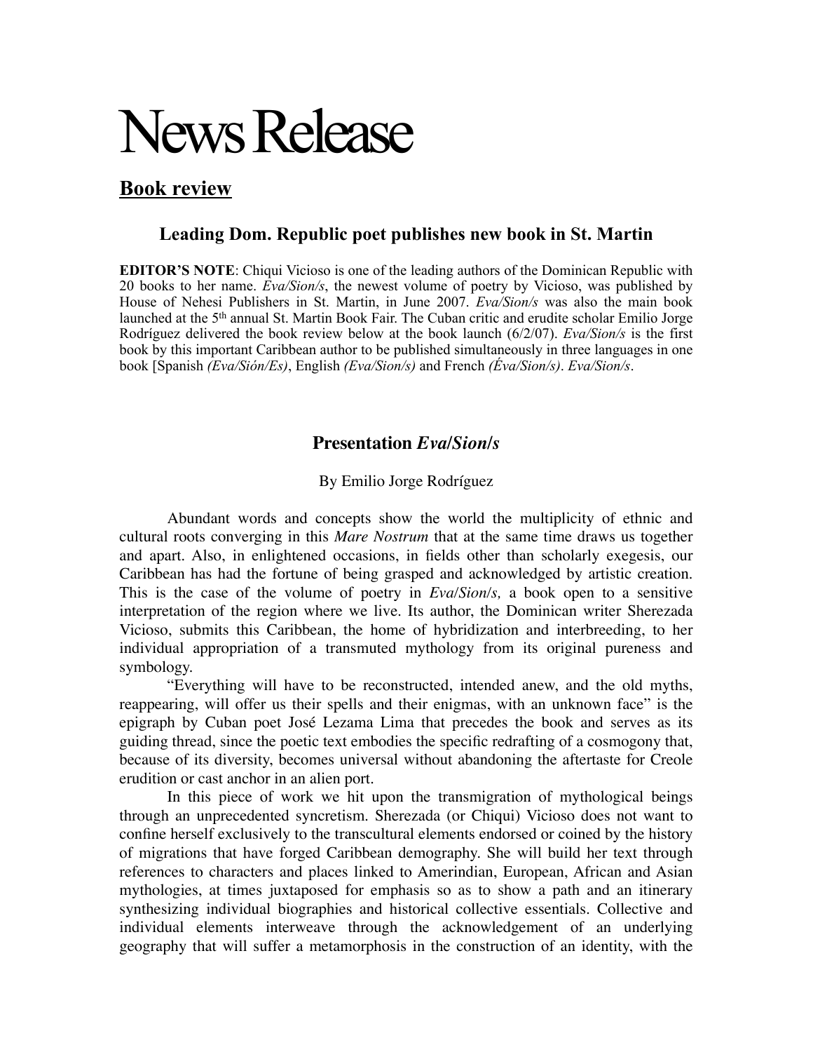# News Release

## Book review

### Leading Dom. Republic poet publishes new book in St. Martin

**EDITOR'S NOTE**: Chiqui Vicioso is one of the leading authors of the Dominican Republic with 20 books to her name. *Eva/Sion/s*, the newest volume of poetry by Vicioso, was published by House of Nehesi Publishers in St. Martin, in June 2007. *Eva/Sion/s* was also the main book launched at the 5th annual St. Martin Book Fair. The Cuban critic and erudite scholar Emilio Jorge Rodríguez delivered the book review below at the book launch (6/2/07). *Eva/Sion/s* is the first book by this important Caribbean author to be published simultaneously in three languages in one book [Spanish *(Eva/Sión/Es)*, English *(Eva/Sion/s)* and French *(Éva/Sion/s)*. *Eva/Sion/s*.

### Presentation *Eva/Sion/s*

By Emilio Jorge Rodríguez

Abundant words and concepts show the world the multiplicity of ethnic and cultural roots converging in this *Mare Nostrum* that at the same time draws us together and apart. Also, in enlightened occasions, in fields other than scholarly exegesis, our Caribbean has had the fortune of being grasped and acknowledged by artistic creation. This is the case of the volume of poetry in *Eva/Sion/s,* a book open to a sensitive interpretation of the region where we live. Its author, the Dominican writer Sherezada Vicioso, submits this Caribbean, the home of hybridization and interbreeding, to her individual appropriation of a transmuted mythology from its original pureness and symbology.

"Everything will have to be reconstructed, intended anew, and the old myths, reappearing, will offer us their spells and their enigmas, with an unknown face" is the epigraph by Cuban poet José Lezama Lima that precedes the book and serves as its guiding thread, since the poetic text embodies the specific redrafting of a cosmogony that, because of its diversity, becomes universal without abandoning the aftertaste for Creole erudition or cast anchor in an alien port.

In this piece of work we hit upon the transmigration of mythological beings through an unprecedented syncretism. Sherezada (or Chiqui) Vicioso does not want to confine herself exclusively to the transcultural elements endorsed or coined by the history of migrations that have forged Caribbean demography. She will build her text through references to characters and places linked to Amerindian, European, African and Asian mythologies, at times juxtaposed for emphasis so as to show a path and an itinerary synthesizing individual biographies and historical collective essentials. Collective and individual elements interweave through the acknowledgement of an underlying geography that will suffer a metamorphosis in the construction of an identity, with the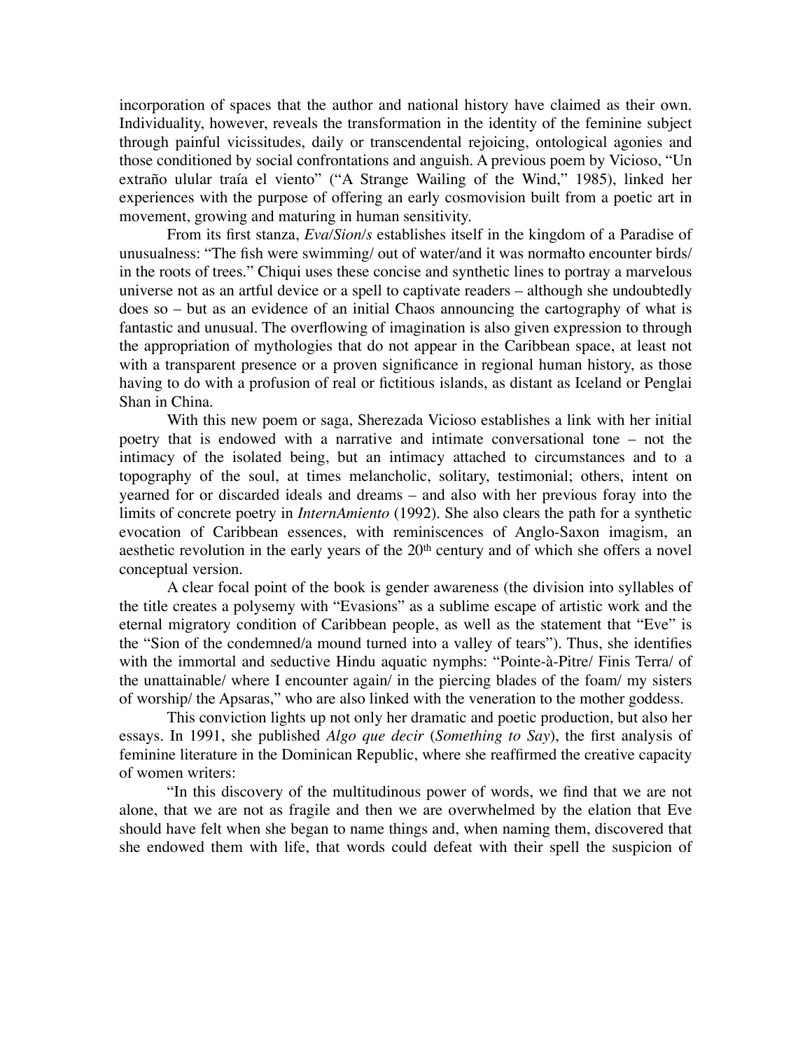incorporation of spaces that the author and national history have claimed as their own. Individuality, however, reveals the transformation in the identity of the feminine subject through painful vicissitudes, daily or transcendental rejoicing, ontological agonies and those conditioned by social confrontations and anguish. A previous poem by Vicioso, "Un extraño ulular traía el viento" ("A Strange Wailing of the Wind," 1985), linked her experiences with the purpose of offering an early cosmovision built from a poetic art in movement, growing and maturing in human sensitivity.

From its first stanza, *Eva/Sion/s* establishes itself in the kingdom of a Paradise of unusualness: "The fish were swimming/ out of water/and it was normałto encounter birds/ in the roots of trees." Chiqui uses these concise and synthetic lines to portray a marvelous universe not as an artful device or a spell to captivate readers – although she undoubtedly does so – but as an evidence of an initial Chaos announcing the cartography of what is fantastic and unusual. The overflowing of imagination is also given expression to through the appropriation of mythologies that do not appear in the Caribbean space, at least not with a transparent presence or a proven significance in regional human history, as those having to do with a profusion of real or fictitious islands, as distant as Iceland or Penglai Shan in China.

With this new poem or saga, Sherezada Vicioso establishes a link with her initial poetry that is endowed with a narrative and intimate conversational tone – not the intimacy of the isolated being, but an intimacy attached to circumstances and to a topography of the soul, at times melancholic, solitary, testimonial; others, intent on yearned for or discarded ideals and dreams – and also with her previous foray into the limits of concrete poetry in *InternAmiento* (1992). She also clears the path for a synthetic evocation of Caribbean essences, with reminiscences of Anglo-Saxon imagism, an aesthetic revolution in the early years of the 20th century and of which she offers a novel conceptual version.

A clear focal point of the book is gender awareness (the division into syllables of the title creates a polysemy with "Evasions" as a sublime escape of artistic work and the eternal migratory condition of Caribbean people, as well as the statement that "Eve" is the "Sion of the condemned/a mound turned into a valley of tears"). Thus, she identifies with the immortal and seductive Hindu aquatic nymphs: "Pointe-à-Pitre/ Finis Terra/ of the unattainable/ where I encounter again/ in the piercing blades of the foam/ my sisters of worship/ the Apsaras," who are also linked with the veneration to the mother goddess.

This conviction lights up not only her dramatic and poetic production, but also her essays. In 1991, she published *Algo que decir* (*Something to Say*), the first analysis of feminine literature in the Dominican Republic, where she reaffirmed the creative capacity of women writers:

"In this discovery of the multitudinous power of words, we find that we are not alone, that we are not as fragile and then we are overwhelmed by the elation that Eve should have felt when she began to name things and, when naming them, discovered that she endowed them with life, that words could defeat with their spell the suspicion of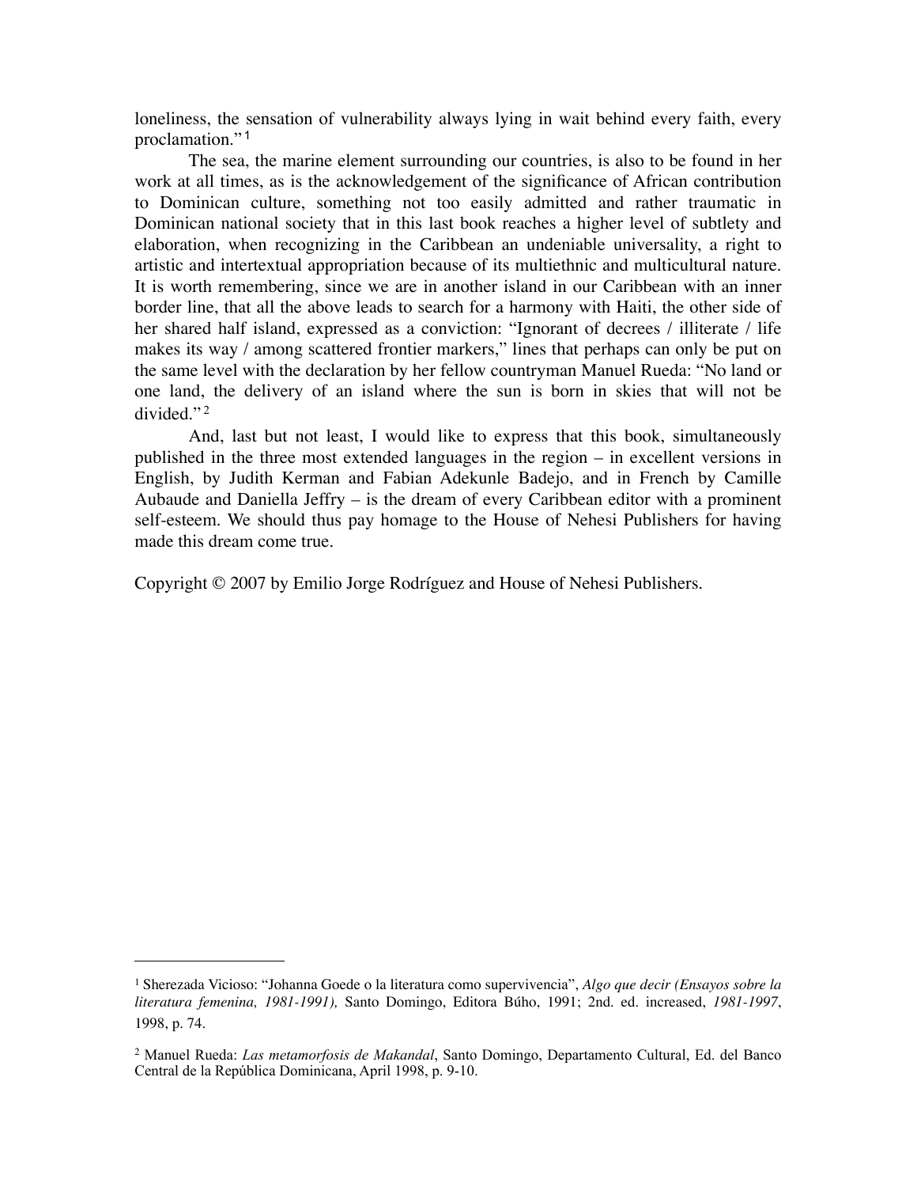loneliness, the sensation of vulnerability always lying in wait behind every faith, every proclamation."[1]

The sea, the marine element surrounding our countries, is also to be found in her work at all times, as is the acknowledgement of the significance of African contribution to Dominican culture, something not too easily admitted and rather traumatic in Dominican national society that in this last book reaches a higher level of subtlety and elaboration, when recognizing in the Caribbean an undeniable universality, a right to artistic and intertextual appropriation because of its multiethnic and multicultural nature. It is worth remembering, since we are in another island in our Caribbean with an inner border line, that all the above leads to search for a harmony with Haiti, the other side of her shared half island, expressed as a conviction: "Ignorant of decrees / illiterate / life makes its way / among scattered frontier markers," lines that perhaps can only be put on the same level with the declaration by her fellow countryman Manuel Rueda: "No land or one land, the delivery of an island where the sun is born in skies that will not be divided."[2]

And, last but not least, I would like to express that this book, simultaneously published in the three most extended languages in the region – in excellent versions in English, by Judith Kerman and Fabian Adekunle Badejo, and in French by Camille Aubaude and Daniella Jeffry – is the dream of every Caribbean editor with a prominent self-esteem. We should thus pay homage to the House of Nehesi Publishers for having made this dream come true.

Copyright © 2007 by Emilio Jorge Rodríguez and House of Nehesi Publishers.

---

[1] Sherezada Vicioso: "Johanna Goede o la literatura como supervivencia", *Algo que decir (Ensayos sobre la literatura femenina, 1981-1991),* Santo Domingo, Editora Búho, 1991; 2nd. ed. increased, *1981-1997*, 1998, p. 74.

[2] Manuel Rueda: *Las metamorfosis de Makandal*, Santo Domingo, Departamento Cultural, Ed. del Banco Central de la República Dominicana, April 1998, p. 9-10.